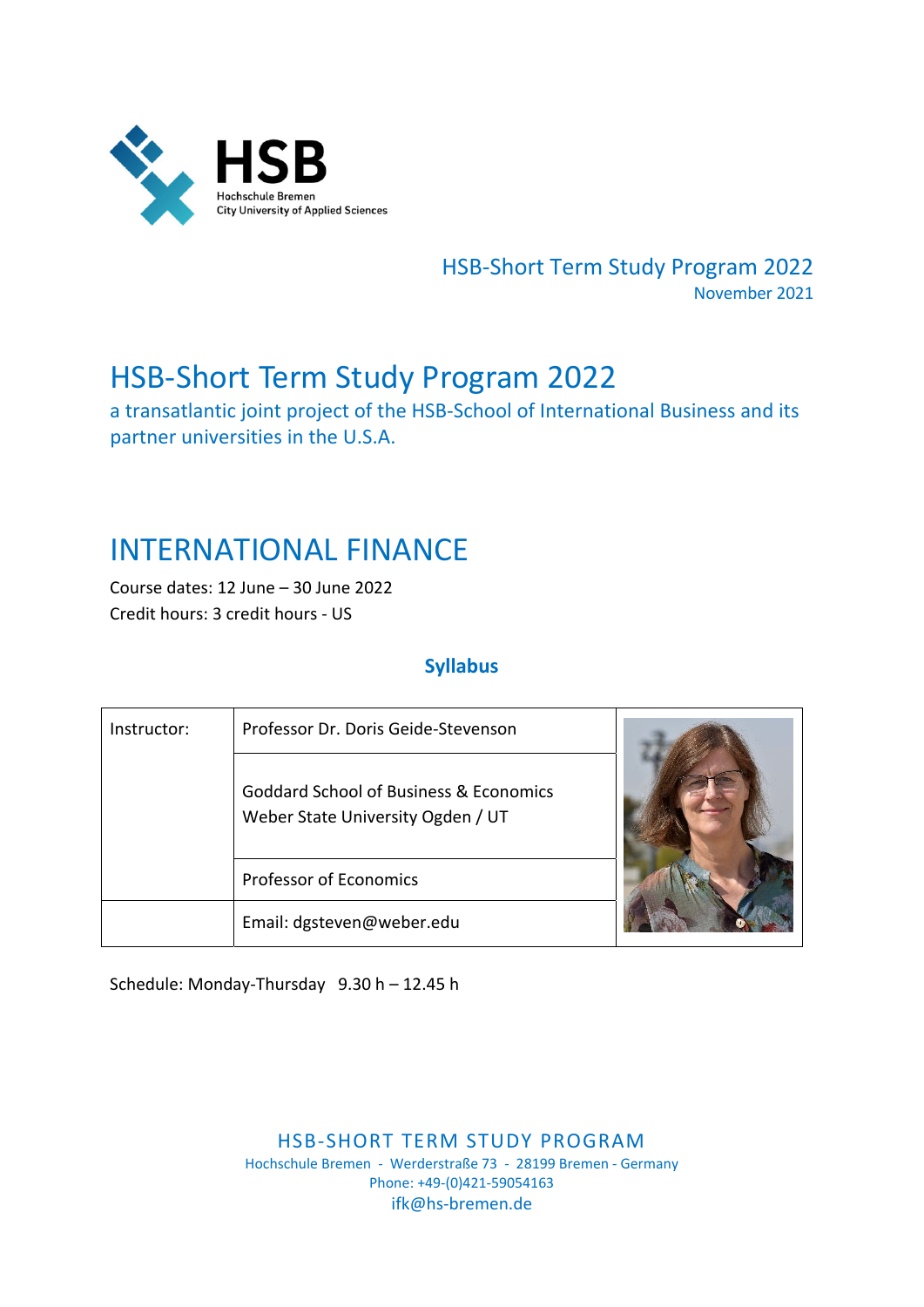HSB
Hochschule Bremen
City University of Applied Sciences

HSB-Short Term Study Program 2022
November 2021

# HSB-Short Term Study Program 2022

a transatlantic joint project of the HSB-School of International Business and its partner universities in the U.S.A.

# INTERNATIONAL FINANCE

Course dates: 12 June – 30 June 2022
Credit hours: 3 credit hours - US

## Syllabus

| Instructor: | Professor Dr. Doris Geide-Stevenson |
|---|---|
| | Goddard School of Business & Economics<br>Weber State University Ogden / UT |
| | Professor of Economics |
| | Email: dgsteven@weber.edu |

Schedule: Monday-Thursday 9.30 h – 12.45 h

HSB-SHORT TERM STUDY PROGRAM
Hochschule Bremen - Werderstraße 73 - 28199 Bremen - Germany
Phone: +49-(0)421-59054163
ifk@hs-bremen.de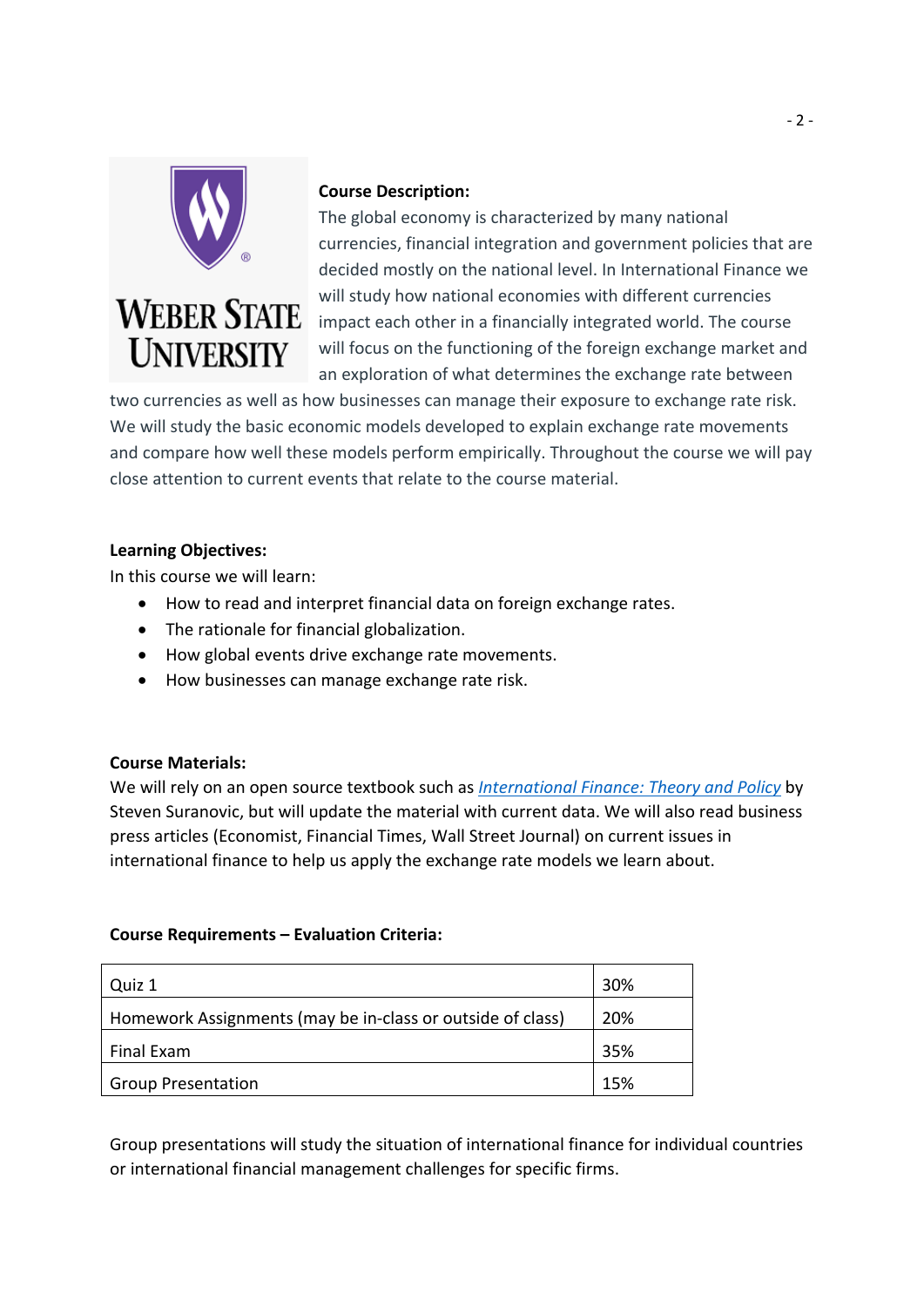**Course Description:**

The global economy is characterized by many national currencies, financial integration and government policies that are decided mostly on the national level. In International Finance we will study how national economies with different currencies impact each other in a financially integrated world. The course will focus on the functioning of the foreign exchange market and an exploration of what determines the exchange rate between two currencies as well as how businesses can manage their exposure to exchange rate risk. We will study the basic economic models developed to explain exchange rate movements and compare how well these models perform empirically. Throughout the course we will pay close attention to current events that relate to the course material.

**Learning Objectives:**

In this course we will learn:

- How to read and interpret financial data on foreign exchange rates.
- The rationale for financial globalization.
- How global events drive exchange rate movements.
- How businesses can manage exchange rate risk.

**Course Materials:**

We will rely on an open source textbook such as *International Finance: Theory and Policy* by Steven Suranovic, but will update the material with current data. We will also read business press articles (Economist, Financial Times, Wall Street Journal) on current issues in international finance to help us apply the exchange rate models we learn about.

**Course Requirements – Evaluation Criteria:**

| Component | Weight |
| --- | --- |
| Quiz 1 | 30% |
| Homework Assignments (may be in-class or outside of class) | 20% |
| Final Exam | 35% |
| Group Presentation | 15% |

Group presentations will study the situation of international finance for individual countries or international financial management challenges for specific firms.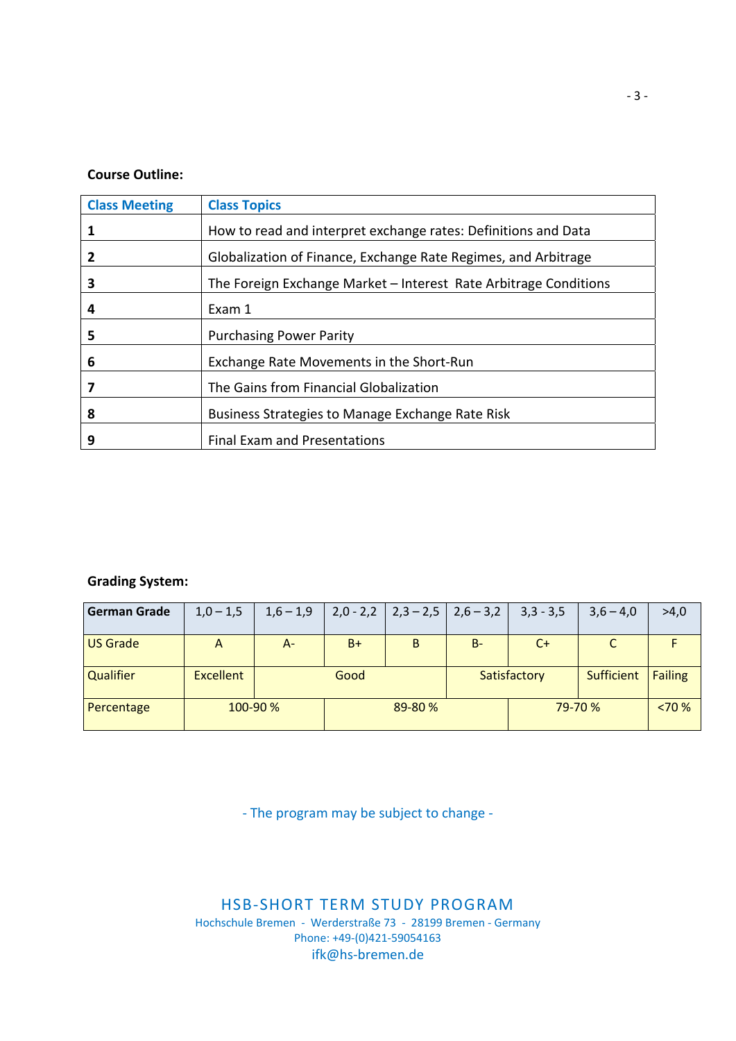**Course Outline:**

| Class Meeting | Class Topics |
|---|---|
| **1** | How to read and interpret exchange rates: Definitions and Data |
| **2** | Globalization of Finance, Exchange Rate Regimes, and Arbitrage |
| **3** | The Foreign Exchange Market – Interest Rate Arbitrage Conditions |
| **4** | Exam 1 |
| **5** | Purchasing Power Parity |
| **6** | Exchange Rate Movements in the Short-Run |
| **7** | The Gains from Financial Globalization |
| **8** | Business Strategies to Manage Exchange Rate Risk |
| **9** | Final Exam and Presentations |

**Grading System:**

| **German Grade** | 1,0 – 1,5 | 1,6 – 1,9 | 2,0 - 2,2 | 2,3 – 2,5 | 2,6 – 3,2 | 3,3 - 3,5 | 3,6 – 4,0 | >4,0 |
|---|---|---|---|---|---|---|---|---|
| US Grade | A | A- | B+ | B | B- | C+ | C | F |
| Qualifier | Excellent | Good | | | Satisfactory | | Sufficient | Failing |
| Percentage | 100-90 % | | 89-80 % | | | 79-70 % | | <70 % |

- The program may be subject to change -

HSB-SHORT TERM STUDY PROGRAM
Hochschule Bremen - Werderstraße 73 - 28199 Bremen - Germany
Phone: +49-(0)421-59054163
ifk@hs-bremen.de